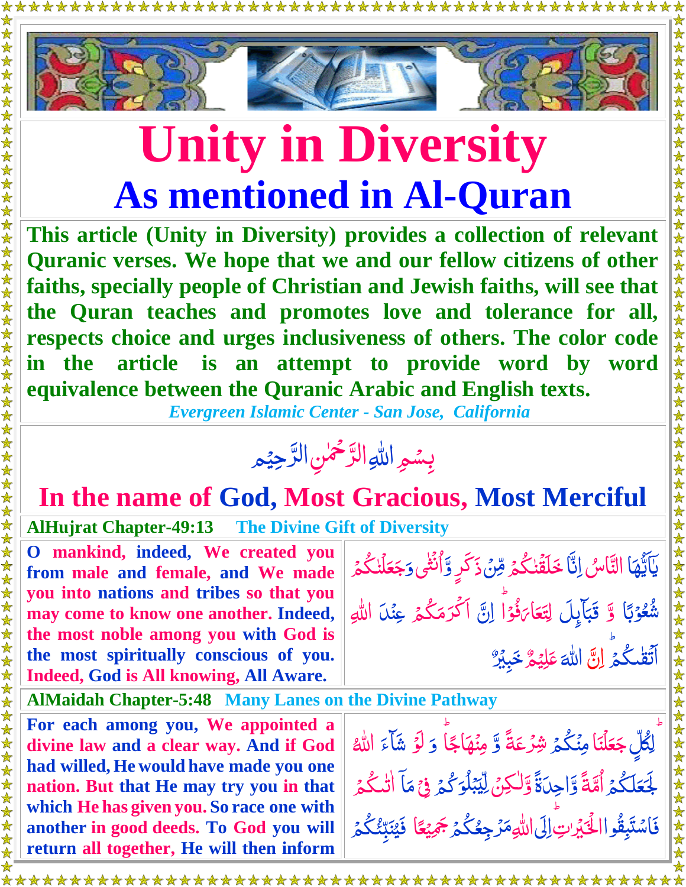# Unity in Diversity

## As mentioned in Al-Quran

**This article (Unity in Diversity) provides a collection of relevant Quranic verses. We hope that we and our fellow citizens of other faiths, specially people of Christian and Jewish faiths, will see that the Quran teaches and promotes love and tolerance for all, respects choice and urges inclusiveness of others. The color code in the article is an attempt to provide word by word equivalence between the Quranic Arabic and English texts.**

*Evergreen Islamic Center - San Jose, California*

بِسۡمِ اللّٰہِ الرَّحۡمٰنِ الرَّحِیۡمِ

**In the name of God, Most Gracious, Most Merciful**

**AlHujrat Chapter-49:13** **The Divine Gift of Diversity**

| | |
|---|---|
| **O mankind, indeed, We created you from male and female, and We made you into nations and tribes so that you may come to know one another. Indeed, the most noble among you with God is the most spiritually conscious of you. Indeed, God is All knowing, All Aware.** | یٰۤاَیُّہَا النَّاسُ اِنَّا خَلَقۡنٰکُمۡ مِّنۡ ذَکَرٍ وَّ اُنۡثٰی وَ جَعَلۡنٰکُمۡ شُعُوۡبًا وَّ قَبَآئِلَ لِتَعَارَفُوۡا ؕ اِنَّ اَکۡرَمَکُمۡ عِنۡدَ اللّٰہِ اَتۡقٰکُمۡ ؕ اِنَّ اللّٰہَ عَلِیۡمٌ خَبِیۡرٌ |

**AlMaidah Chapter-5:48** **Many Lanes on the Divine Pathway**

| | |
|---|---|
| **For each among you, We appointed a divine law and a clear way. And if God had willed, He would have made you one nation. But that He may try you in that which He has given you. So race one with another in good deeds. To God you will return all together, He will then inform** | لِکُلٍّ جَعَلۡنَا مِنۡکُمۡ شِرۡعَۃً وَّ مِنۡہَاجًا ؕ وَ لَوۡ شَآءَ اللّٰہُ لَجَعَلَکُمۡ اُمَّۃً وَّاحِدَۃً وَّ لٰکِنۡ لِّیَبۡلُوَکُمۡ فِیۡ مَاۤ اٰتٰىکُمۡ فَاسۡتَبِقُوا الۡخَیۡرٰتِ ؕ اِلَی اللّٰہِ مَرۡجِعُکُمۡ جَمِیۡعًا فَیُنَبِّئُکُمۡ |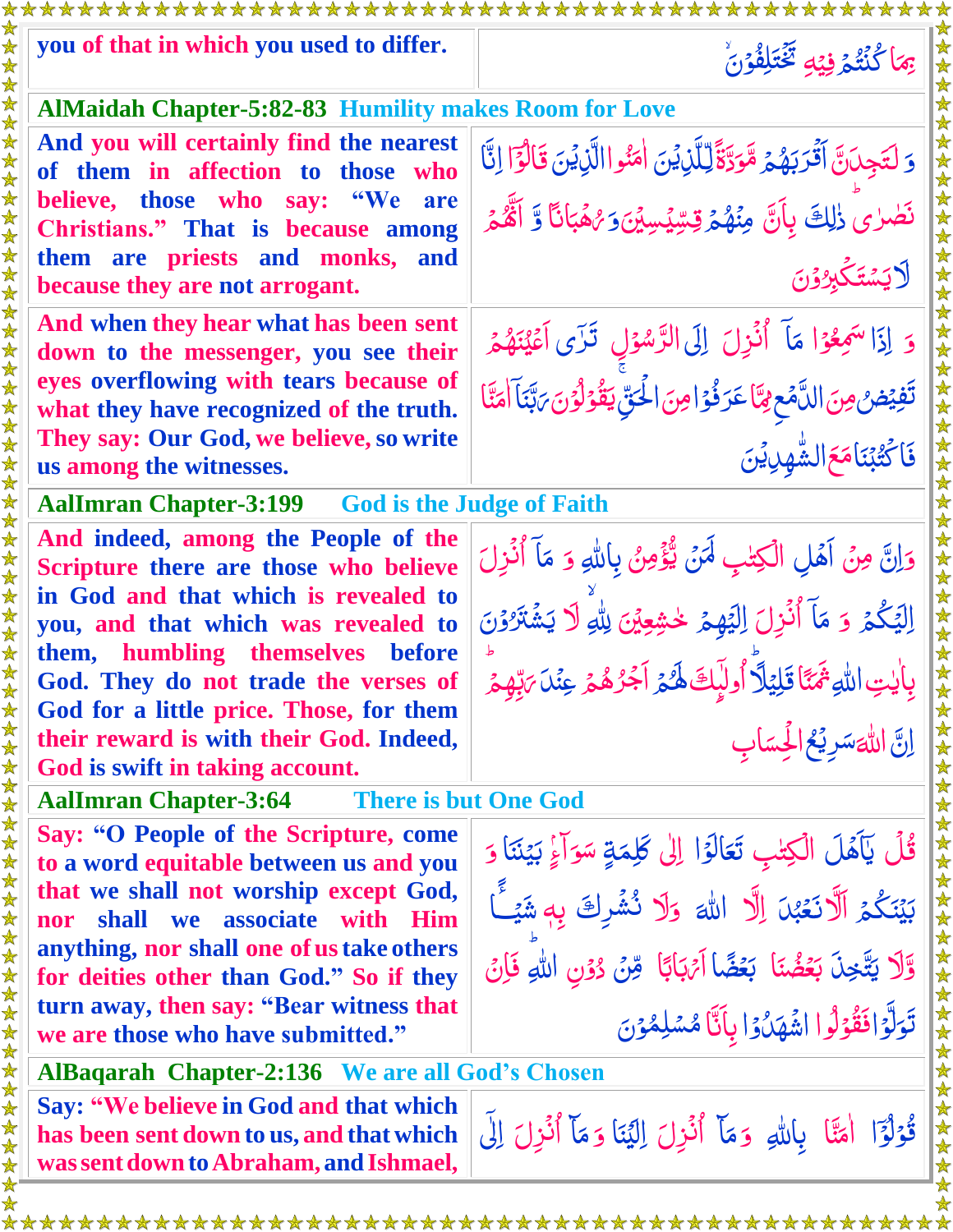| you of that in which you used to differ. | بِمَا كُنْتُمْ فِيْهِ تَخْتَلِفُوْنَ |
|---|---|
| **AlMaidah Chapter-5:82-83 Humility makes Room for Love** | |
| And you will certainly find the nearest of them in affection to those who believe, those who say: "We are Christians." That is because among them are priests and monks, and because they are not arrogant. | وَ لَتَجِدَنَّ اَقْرَبَهُمْ مَّوَدَّةً لِّلَّذِيْنَ اٰمَنُوا الَّذِيْنَ قَالُوْٓا اِنَّا نَصٰرٰى ذٰلِكَ بِاَنَّ مِنْهُمْ قِسِّيْسِيْنَ وَ رُهْبَانًا وَّ اَنَّهُمْ لَا يَسْتَكْبِرُوْنَ |
| And when they hear what has been sent down to the messenger, you see their eyes overflowing with tears because of what they have recognized of the truth. They say: Our God, we believe, so write us among the witnesses. | وَ اِذَا سَمِعُوْا مَآ اُنْزِلَ اِلَى الرَّسُوْلِ تَرٰٓى اَعْيُنَهُمْ تَفِيْضُ مِنَ الدَّمْعِ مِمَّا عَرَفُوْا مِنَ الْحَقِّ يَقُوْلُوْنَ رَبَّنَآ اٰمَنَّا فَاكْتُبْنَا مَعَ الشّٰهِدِيْنَ |
| **AalImran Chapter-3:199 God is the Judge of Faith** | |
| And indeed, among the People of the Scripture there are those who believe in God and that which is revealed to you, and that which was revealed to them, humbling themselves before God. They do not trade the verses of God for a little price. Those, for them their reward is with their God. Indeed, God is swift in taking account. | وَاِنَّ مِنْ اَهْلِ الْكِتٰبِ لَمَنْ يُّؤْمِنُ بِاللّٰهِ وَ مَآ اُنْزِلَ اِلَيْكُمْ وَ مَآ اُنْزِلَ اِلَيْهِمْ خٰشِعِيْنَ لِلّٰهِ لَا يَشْتَرُوْنَ بِاٰيٰتِ اللّٰهِ ثَمَنًا قَلِيْلًا اُولٰٓئِكَ لَهُمْ اَجْرُهُمْ عِنْدَ رَبِّهِمْ اِنَّ اللّٰهَ سَرِيْعُ الْحِسَابِ |
| **AalImran Chapter-3:64 There is but One God** | |
| Say: "O People of the Scripture, come to a word equitable between us and you that we shall not worship except God, nor shall we associate with Him anything, nor shall one of us take others for deities other than God." So if they turn away, then say: "Bear witness that we are those who have submitted." | قُلْ يٰٓاَهْلَ الْكِتٰبِ تَعَالَوْا اِلٰى كَلِمَةٍ سَوَآءٍ بَيْنَنَا وَ بَيْنَكُمْ اَلَّا نَعْبُدَ اِلَّا اللّٰهَ وَلَا نُشْرِكَ بِهٖ شَيْــًٔا وَّلَا يَتَّخِذَ بَعْضُنَا بَعْضًا اَرْبَابًا مِّنْ دُوْنِ اللّٰهِ فَاِنْ تَوَلَّوْا فَقُوْلُوا اشْهَدُوْا بِاَنَّا مُسْلِمُوْنَ |
| **AlBaqarah Chapter-2:136 We are all God's Chosen** | |
| Say: "We believe in God and that which has been sent down to us, and that which was sent down to Abraham, and Ishmael, | قُوْلُوْٓا اٰمَنَّا بِاللّٰهِ وَمَآ اُنْزِلَ اِلَيْنَا وَمَآ اُنْزِلَ اِلٰٓى |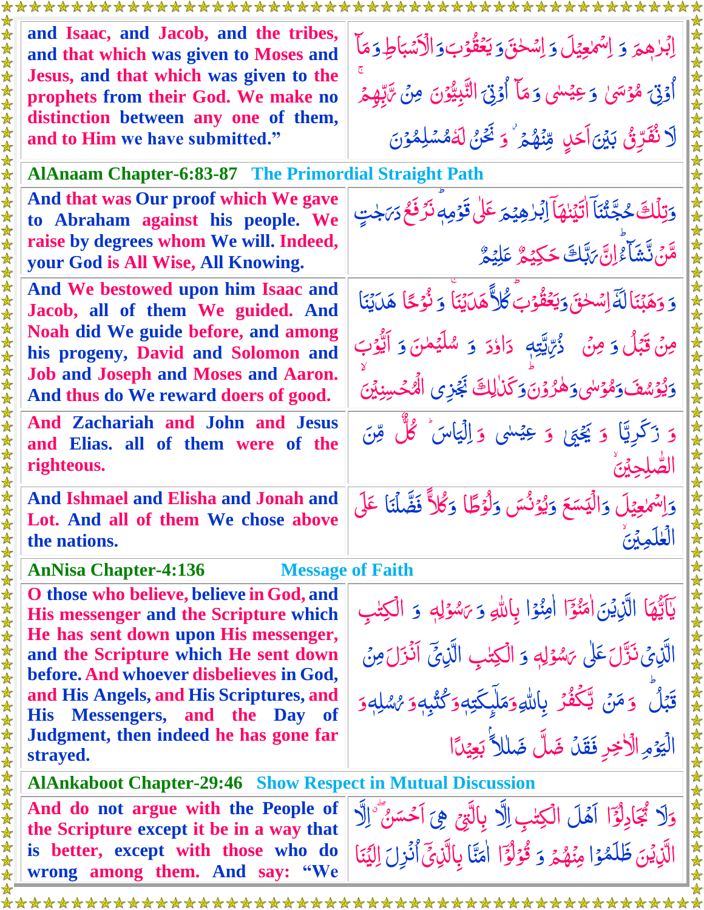| | |
|---|---|
| and Isaac, and Jacob, and the tribes, and that which was given to Moses and Jesus, and that which was given to the prophets from their God. We make no distinction between any one of them, and to Him we have submitted." | اِبْرٰهِمَ وَ اِسْمٰعِيْلَ وَ اِسْحٰقَ وَ يَعْقُوْبَ وَ الْاَسْبَاطِ وَمَآ اُوْتِيَ مُوْسٰى وَ عِيْسٰى وَ مَآ اُوْتِيَ النَّبِيُّوْنَ مِنْ رَّبِّهِمْ ۚ لَا نُفَرِّقُ بَيْنَ اَحَدٍ مِّنْهُمْ ۖ وَ نَحْنُ لَهٗ مُسْلِمُوْنَ |

## AlAnaam Chapter-6:83-87 The Primordial Straight Path

| | |
|---|---|
| And that was Our proof which We gave to Abraham against his people. We raise by degrees whom We will. Indeed, your God is All Wise, All Knowing. | وَتِلْكَ حُجَّتُنَآ اٰتَيْنٰهَآ اِبْرٰهِيْمَ عَلٰى قَوْمِهٖ ۚ نَرْفَعُ دَرَجٰتٍ مَّنْ نَّشَآءُ ۗ اِنَّ رَبَّكَ حَكِيْمٌ عَلِيْمٌ |
| And We bestowed upon him Isaac and Jacob, all of them We guided. And Noah did We guide before, and among his progeny, David and Solomon and Job and Joseph and Moses and Aaron. And thus do We reward doers of good. | وَ وَهَبْنَا لَهٗٓ اِسْحٰقَ وَيَعْقُوْبَ ۚ كُلًّا هَدَيْنَا ۚ وَ نُوْحًا هَدَيْنَا مِنْ قَبْلُ وَ مِنْ ذُرِّيَّتِهٖ دَاوٗدَ وَ سُلَيْمٰنَ وَ اَيُّوْبَ وَيُوْسُفَ وَمُوْسٰى وَهٰرُوْنَ ۚ وَكَذٰلِكَ نَجْزِى الْمُحْسِنِيْنَ |
| And Zachariah and John and Jesus and Elias. all of them were of the righteous. | وَ زَكَرِيَّا وَ يَحْيٰى وَ عِيْسٰى وَ اِلْيَاسَ ۚ كُلٌّ مِّنَ الصّٰلِحِيْنَ |
| And Ishmael and Elisha and Jonah and Lot. And all of them We chose above the nations. | وَاِسْمٰعِيْلَ وَالْيَسَعَ وَيُوْنُسَ وَلُوْطًا ۚ وَكُلًّا فَضَّلْنَا عَلَى الْعٰلَمِيْنَ |

## AnNisa Chapter-4:136 Message of Faith

| | |
|---|---|
| O those who believe, believe in God, and His messenger and the Scripture which He has sent down upon His messenger, and the Scripture which He sent down before. And whoever disbelieves in God, and His Angels, and His Scriptures, and His Messengers, and the Day of Judgment, then indeed he has gone far strayed. | يٰٓاَيُّهَا الَّذِيْنَ اٰمَنُوْٓا اٰمِنُوْا بِاللّٰهِ وَ رَسُوْلِهٖ وَ الْكِتٰبِ الَّذِيْ نَزَّلَ عَلٰى رَسُوْلِهٖ وَ الْكِتٰبِ الَّذِيْٓ اَنْزَلَ مِنْ قَبْلُ ۗ وَمَنْ يَّكْفُرْ بِاللّٰهِ وَمَلٰٓئِكَتِهٖ وَكُتُبِهٖ وَرُسُلِهٖ وَالْيَوْمِ الْاٰخِرِ فَقَدْ ضَلَّ ضَلٰلًا ۢ بَعِيْدًا |

## AlAnkaboot Chapter-29:46 Show Respect in Mutual Discussion

| | |
|---|---|
| And do not argue with the People of the Scripture except it be in a way that is better, except with those who do wrong among them. And say: "We | وَلَا تُجَادِلُوْٓا اَهْلَ الْكِتٰبِ اِلَّا بِالَّتِيْ هِيَ اَحْسَنُ ۖ اِلَّا الَّذِيْنَ ظَلَمُوْا مِنْهُمْ وَ قُوْلُوْٓا اٰمَنَّا بِالَّذِيْٓ اُنْزِلَ اِلَيْنَا |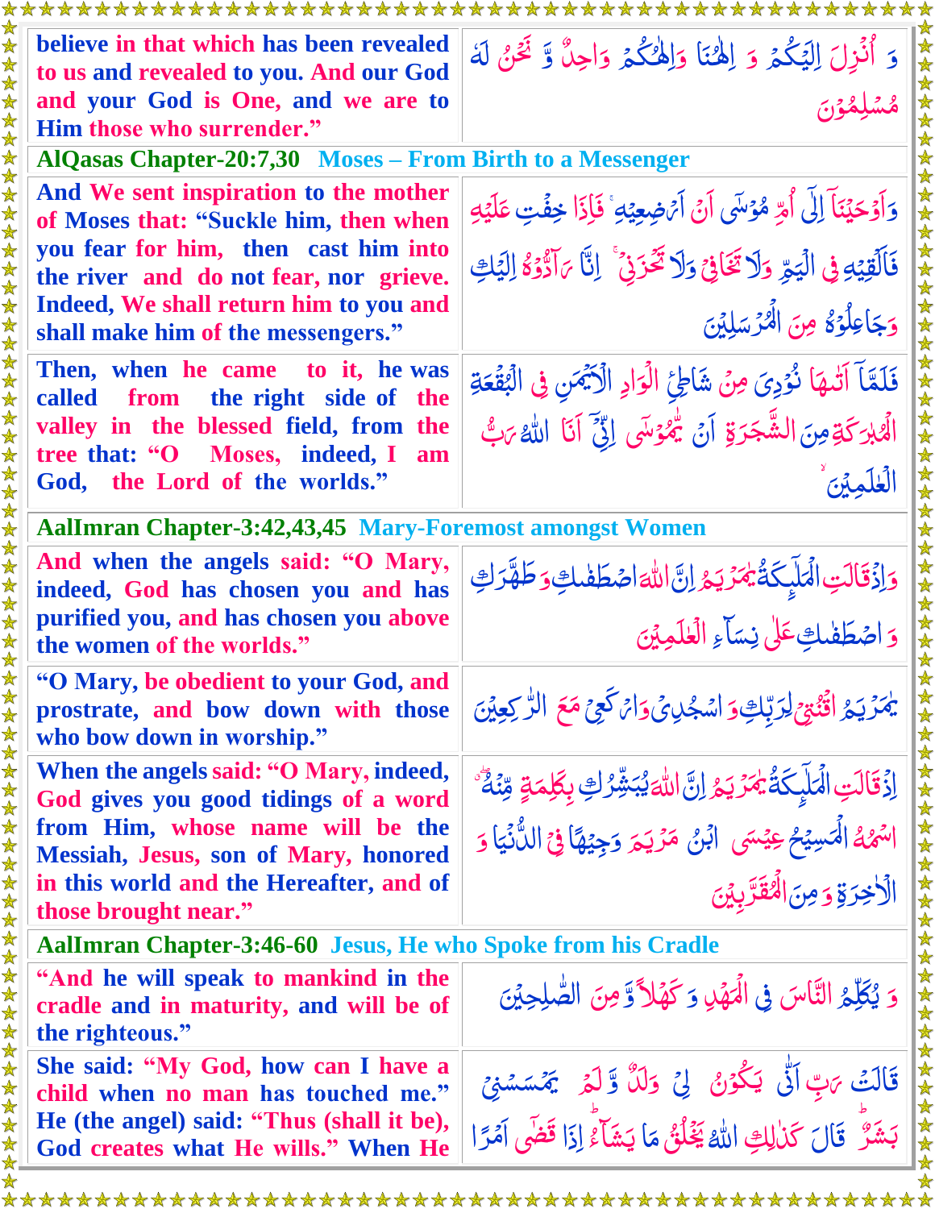| | |
|---|---|
| believe in that which has been revealed to us and revealed to you. And our God and your God is One, and we are to Him those who surrender." | وَ اُنْزِلَ اِلَيْكُمْ وَ اِلٰهُنَا وَاِلٰهُكُمْ وَاحِدٌ وَّ نَحْنُ لَهٗ مُسْلِمُوْنَ |

**AlQasas Chapter-20:7,30 Moses – From Birth to a Messenger**

| | |
|---|---|
| And We sent inspiration to the mother of Moses that: "Suckle him, then when you fear for him, then cast him into the river and do not fear, nor grieve. Indeed, We shall return him to you and shall make him of the messengers." | وَاَوْحَيْنَآ اِلٰٓى اُمِّ مُوْسٰٓى اَنْ اَرْضِعِيْهِ ۚ فَاِذَا خِفْتِ عَلَيْهِ فَاَلْقِيْهِ فِى الْيَمِّ وَلَا تَخَافِىْ وَلَا تَحْزَنِىْ ۚ اِنَّا رَآدُّوْهُ اِلَيْكِ وَجَاعِلُوْهُ مِنَ الْمُرْسَلِيْنَ |
| Then, when he came to it, he was called from the right side of the valley in the blessed field, from the tree that: "O Moses, indeed, I am God, the Lord of the worlds." | فَلَمَّآ اَتٰىهَا نُوْدِىَ مِنْ شَاطِئِ الْوَادِ الْاَيْمَنِ فِى الْبُقْعَةِ الْمُبٰرَكَةِ مِنَ الشَّجَرَةِ اَنْ يّٰمُوْسٰٓى اِنِّىْٓ اَنَا اللّٰهُ رَبُّ الْعٰلَمِيْنَ |

**AalImran Chapter-3:42,43,45 Mary-Foremost amongst Women**

| | |
|---|---|
| And when the angels said: "O Mary, indeed, God has chosen you and has purified you, and has chosen you above the women of the worlds." | وَاِذْ قَالَتِ الْمَلٰٓئِكَةُ يٰمَرْيَمُ اِنَّ اللّٰهَ اصْطَفٰىكِ وَطَهَّرَكِ وَ اصْطَفٰىكِ عَلٰى نِسَآءِ الْعٰلَمِيْنَ |
| "O Mary, be obedient to your God, and prostrate, and bow down with those who bow down in worship." | يٰمَرْيَمُ اقْنُتِىْ لِرَبِّكِ وَ اسْجُدِىْ وَارْكَعِىْ مَعَ الرّٰكِعِيْنَ |
| When the angels said: "O Mary, indeed, God gives you good tidings of a word from Him, whose name will be the Messiah, Jesus, son of Mary, honored in this world and the Hereafter, and of those brought near." | اِذْ قَالَتِ الْمَلٰٓئِكَةُ يٰمَرْيَمُ اِنَّ اللّٰهَ يُبَشِّرُكِ بِكَلِمَةٍ مِّنْهُ ۖ اسْمُهُ الْمَسِيْحُ عِيْسَى ابْنُ مَرْيَمَ وَجِيْهًا فِى الدُّنْيَا وَ الْاٰخِرَةِ وَمِنَ الْمُقَرَّبِيْنَ |

**AalImran Chapter-3:46-60 Jesus, He who Spoke from his Cradle**

| | |
|---|---|
| "And he will speak to mankind in the cradle and in maturity, and will be of the righteous." | وَ يُكَلِّمُ النَّاسَ فِى الْمَهْدِ وَ كَهْلًا وَّ مِنَ الصّٰلِحِيْنَ |
| She said: "My God, how can I have a child when no man has touched me." He (the angel) said: "Thus (shall it be), God creates what He wills." When He | قَالَتْ رَبِّ اَنّٰى يَكُوْنُ لِىْ وَلَدٌ وَّ لَمْ يَمْسَسْنِىْ بَشَرٌ ۗ قَالَ كَذٰلِكِ اللّٰهُ يَخْلُقُ مَا يَشَآءُ ۗ اِذَا قَضٰٓى اَمْرًا |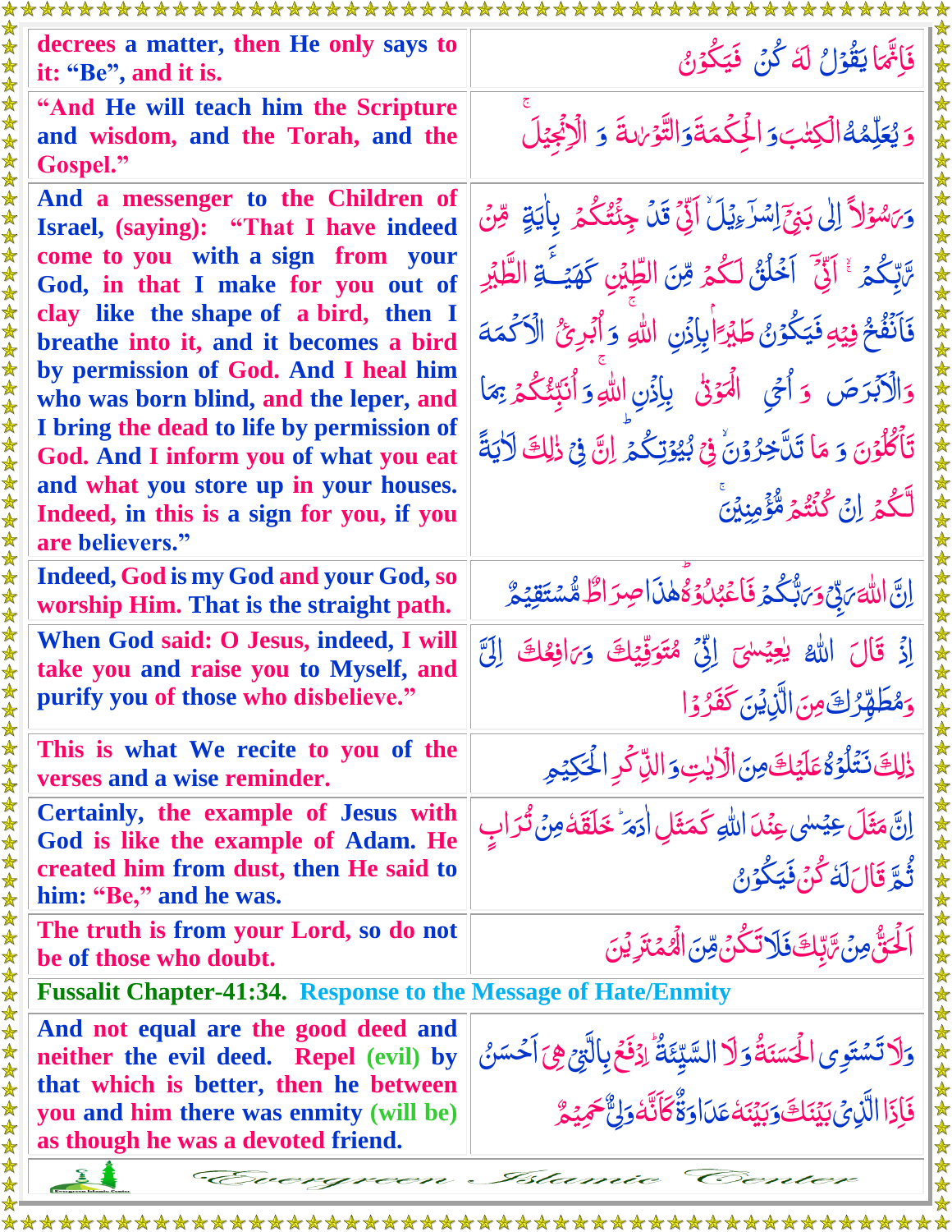| | |
|---|---|
| decrees a matter, then He only says to it: "Be", and it is. | فَاِنَّمَا يَقُوْلُ لَهٗ كُنْ فَيَكُوْنُ |
| "And He will teach him the Scripture and wisdom, and the Torah, and the Gospel." | وَ يُعَلِّمُهُ الْكِتٰبَ وَ الْحِكْمَةَ وَالتَّوْرٰىةَ وَ الْاِنْجِيْلَ |
| And a messenger to the Children of Israel, (saying): "That I have indeed come to you with a sign from your God, in that I make for you out of clay like the shape of a bird, then I breathe into it, and it becomes a bird by permission of God. And I heal him who was born blind, and the leper, and I bring the dead to life by permission of God. And I inform you of what you eat and what you store up in your houses. Indeed, in this is a sign for you, if you are believers." | وَرَسُوْلًا اِلٰى بَنِىْٓ اِسْرَآءِيْلَ اَنِّىْ قَدْ جِئْتُكُمْ بِاٰيَةٍ مِّنْ رَّبِّكُمْ اَنِّىْٓ اَخْلُقُ لَكُمْ مِّنَ الطِّيْنِ كَهَيْـَٔةِ الطَّيْرِ فَاَنْفُخُ فِيْهِ فَيَكُوْنُ طَيْرًا بِاِذْنِ اللّٰهِ وَ اُبْرِئُ الْاَكْمَهَ وَالْاَبْرَصَ وَ اُحْىِ الْمَوْتٰى بِاِذْنِ اللّٰهِ وَ اُنَبِّئُكُمْ بِمَا تَاْكُلُوْنَ وَ مَا تَدَّخِرُوْنَ فِىْ بُيُوْتِكُمْ اِنَّ فِىْ ذٰلِكَ لَاٰيَةً لَّكُمْ اِنْ كُنْتُمْ مُّؤْمِنِيْنَ |
| Indeed, God is my God and your God, so worship Him. That is the straight path. | اِنَّ اللّٰهَ رَبِّىْ وَرَبُّكُمْ فَاعْبُدُوْهُ هٰذَا صِرَاطٌ مُّسْتَقِيْمٌ |
| When God said: O Jesus, indeed, I will take you and raise you to Myself, and purify you of those who disbelieve." | اِذْ قَالَ اللّٰهُ يٰعِيْسٰٓى اِنِّىْ مُتَوَفِّيْكَ وَرَافِعُكَ اِلَىَّ وَمُطَهِّرُكَ مِنَ الَّذِيْنَ كَفَرُوْا |
| This is what We recite to you of the verses and a wise reminder. | ذٰلِكَ نَتْلُوْهُ عَلَيْكَ مِنَ الْاٰيٰتِ وَالذِّكْرِ الْحَكِيْمِ |
| Certainly, the example of Jesus with God is like the example of Adam. He created him from dust, then He said to him: "Be," and he was. | اِنَّ مَثَلَ عِيْسٰى عِنْدَ اللّٰهِ كَمَثَلِ اٰدَمَ خَلَقَهٗ مِنْ تُرَابٍ ثُمَّ قَالَ لَهٗ كُنْ فَيَكُوْنُ |
| The truth is from your Lord, so do not be of those who doubt. | اَلْحَقُّ مِنْ رَّبِّكَ فَلَا تَكُنْ مِّنَ الْمُمْتَرِيْنَ |

**Fussalit Chapter-41:34. Response to the Message of Hate/Enmity**

| | |
|---|---|
| And not equal are the good deed and neither the evil deed. Repel (evil) by that which is better, then he between you and him there was enmity (will be) as though he was a devoted friend. | وَلَا تَسْتَوِى الْحَسَنَةُ وَلَا السَّيِّئَةُ اِدْفَعْ بِالَّتِىْ هِىَ اَحْسَنُ فَاِذَا الَّذِىْ بَيْنَكَ وَبَيْنَهٗ عَدَاوَةٌ كَاَنَّهٗ وَلِىٌّ حَمِيْمٌ |

Evergreen Islamic Center